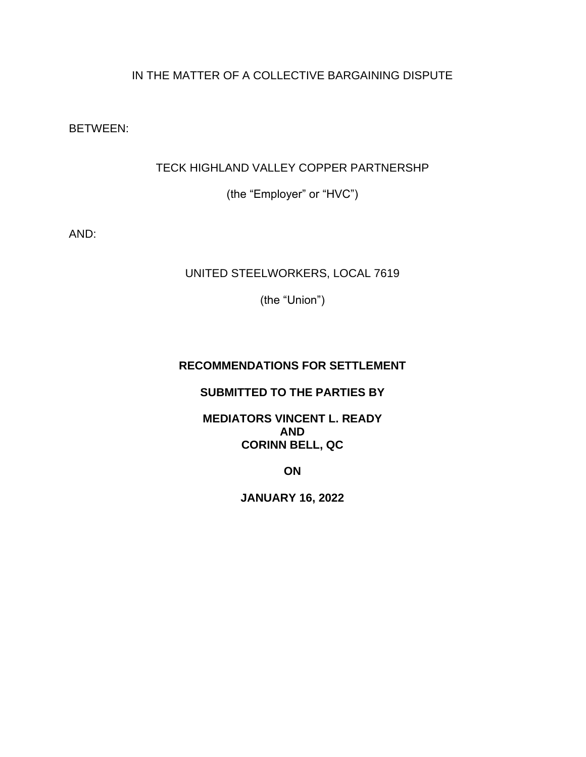IN THE MATTER OF A COLLECTIVE BARGAINING DISPUTE

BETWEEN:

TECK HIGHLAND VALLEY COPPER PARTNERSHP

(the "Employer" or "HVC")

AND:

UNITED STEELWORKERS, LOCAL 7619

(the "Union")

**RECOMMENDATIONS FOR SETTLEMENT**

**SUBMITTED TO THE PARTIES BY**

**MEDIATORS VINCENT L. READY**
**AND**
**CORINN BELL, QC**

**ON**

**JANUARY 16, 2022**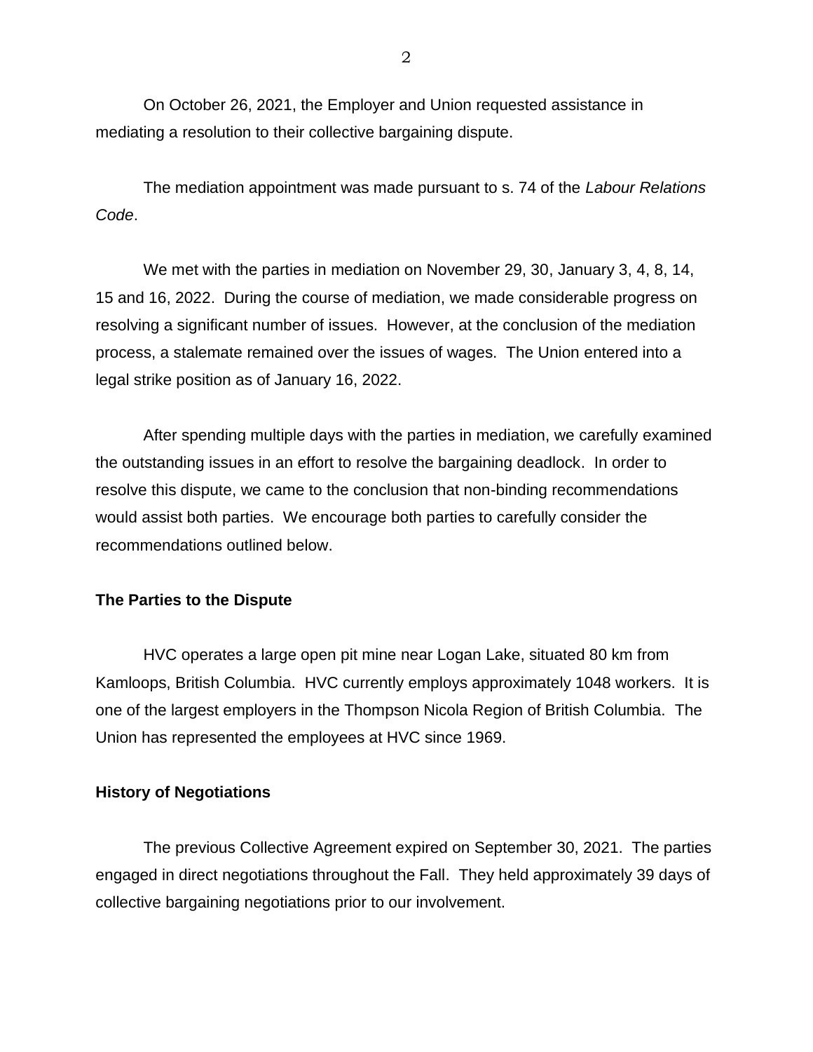On October 26, 2021, the Employer and Union requested assistance in mediating a resolution to their collective bargaining dispute.

The mediation appointment was made pursuant to s. 74 of the *Labour Relations Code*.

We met with the parties in mediation on November 29, 30, January 3, 4, 8, 14, 15 and 16, 2022. During the course of mediation, we made considerable progress on resolving a significant number of issues. However, at the conclusion of the mediation process, a stalemate remained over the issues of wages. The Union entered into a legal strike position as of January 16, 2022.

After spending multiple days with the parties in mediation, we carefully examined the outstanding issues in an effort to resolve the bargaining deadlock. In order to resolve this dispute, we came to the conclusion that non-binding recommendations would assist both parties. We encourage both parties to carefully consider the recommendations outlined below.

**The Parties to the Dispute**

HVC operates a large open pit mine near Logan Lake, situated 80 km from Kamloops, British Columbia. HVC currently employs approximately 1048 workers. It is one of the largest employers in the Thompson Nicola Region of British Columbia. The Union has represented the employees at HVC since 1969.

**History of Negotiations**

The previous Collective Agreement expired on September 30, 2021. The parties engaged in direct negotiations throughout the Fall. They held approximately 39 days of collective bargaining negotiations prior to our involvement.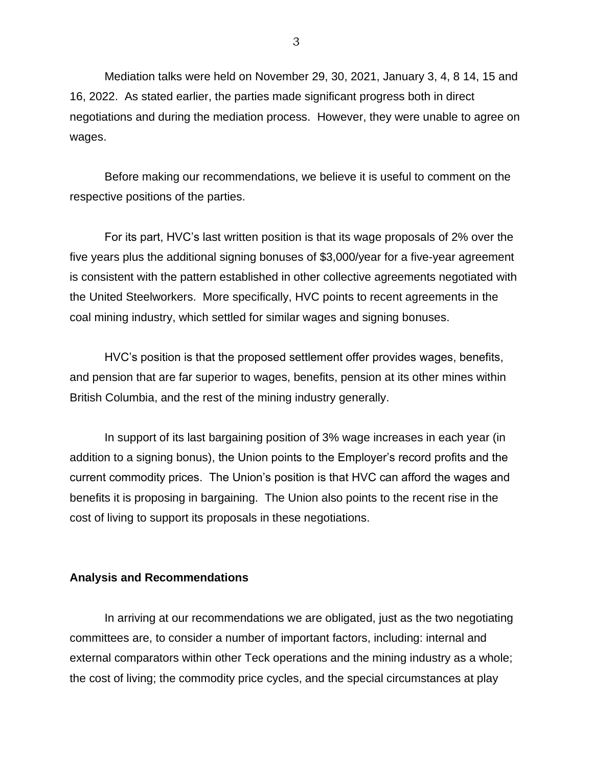Mediation talks were held on November 29, 30, 2021, January 3, 4, 8 14, 15 and 16, 2022. As stated earlier, the parties made significant progress both in direct negotiations and during the mediation process. However, they were unable to agree on wages.

Before making our recommendations, we believe it is useful to comment on the respective positions of the parties.

For its part, HVC's last written position is that its wage proposals of 2% over the five years plus the additional signing bonuses of $3,000/year for a five-year agreement is consistent with the pattern established in other collective agreements negotiated with the United Steelworkers. More specifically, HVC points to recent agreements in the coal mining industry, which settled for similar wages and signing bonuses.

HVC's position is that the proposed settlement offer provides wages, benefits, and pension that are far superior to wages, benefits, pension at its other mines within British Columbia, and the rest of the mining industry generally.

In support of its last bargaining position of 3% wage increases in each year (in addition to a signing bonus), the Union points to the Employer's record profits and the current commodity prices. The Union's position is that HVC can afford the wages and benefits it is proposing in bargaining. The Union also points to the recent rise in the cost of living to support its proposals in these negotiations.

**Analysis and Recommendations**

In arriving at our recommendations we are obligated, just as the two negotiating committees are, to consider a number of important factors, including: internal and external comparators within other Teck operations and the mining industry as a whole; the cost of living; the commodity price cycles, and the special circumstances at play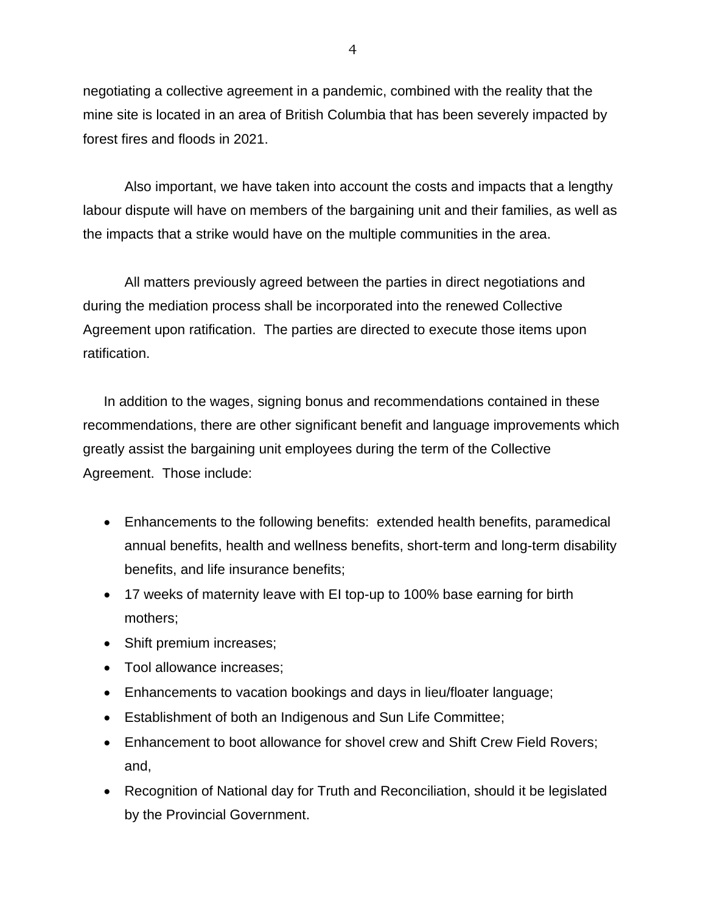negotiating a collective agreement in a pandemic, combined with the reality that the mine site is located in an area of British Columbia that has been severely impacted by forest fires and floods in 2021.

Also important, we have taken into account the costs and impacts that a lengthy labour dispute will have on members of the bargaining unit and their families, as well as the impacts that a strike would have on the multiple communities in the area.

All matters previously agreed between the parties in direct negotiations and during the mediation process shall be incorporated into the renewed Collective Agreement upon ratification. The parties are directed to execute those items upon ratification.

In addition to the wages, signing bonus and recommendations contained in these recommendations, there are other significant benefit and language improvements which greatly assist the bargaining unit employees during the term of the Collective Agreement. Those include:

- Enhancements to the following benefits: extended health benefits, paramedical annual benefits, health and wellness benefits, short-term and long-term disability benefits, and life insurance benefits;
- 17 weeks of maternity leave with EI top-up to 100% base earning for birth mothers;
- Shift premium increases;
- Tool allowance increases;
- Enhancements to vacation bookings and days in lieu/floater language;
- Establishment of both an Indigenous and Sun Life Committee;
- Enhancement to boot allowance for shovel crew and Shift Crew Field Rovers; and,
- Recognition of National day for Truth and Reconciliation, should it be legislated by the Provincial Government.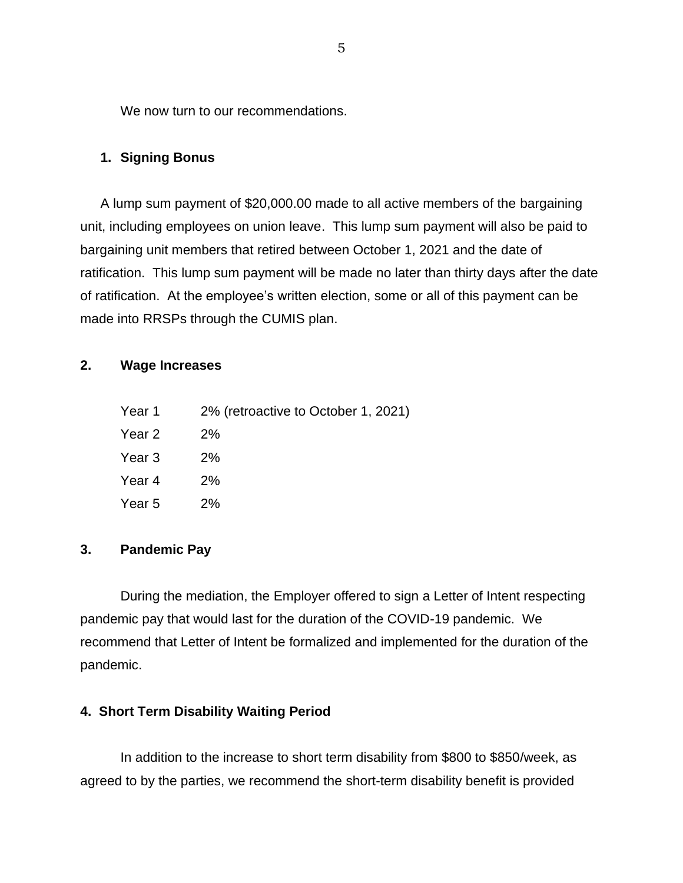We now turn to our recommendations.

**1. Signing Bonus**

A lump sum payment of $20,000.00 made to all active members of the bargaining unit, including employees on union leave. This lump sum payment will also be paid to bargaining unit members that retired between October 1, 2021 and the date of ratification. This lump sum payment will be made no later than thirty days after the date of ratification. At the employee's written election, some or all of this payment can be made into RRSPs through the CUMIS plan.

**2. Wage Increases**

| | |
|---|---|
| Year 1 | 2% (retroactive to October 1, 2021) |
| Year 2 | 2% |
| Year 3 | 2% |
| Year 4 | 2% |
| Year 5 | 2% |

**3. Pandemic Pay**

During the mediation, the Employer offered to sign a Letter of Intent respecting pandemic pay that would last for the duration of the COVID-19 pandemic. We recommend that Letter of Intent be formalized and implemented for the duration of the pandemic.

**4. Short Term Disability Waiting Period**

In addition to the increase to short term disability from $800 to $850/week, as agreed to by the parties, we recommend the short-term disability benefit is provided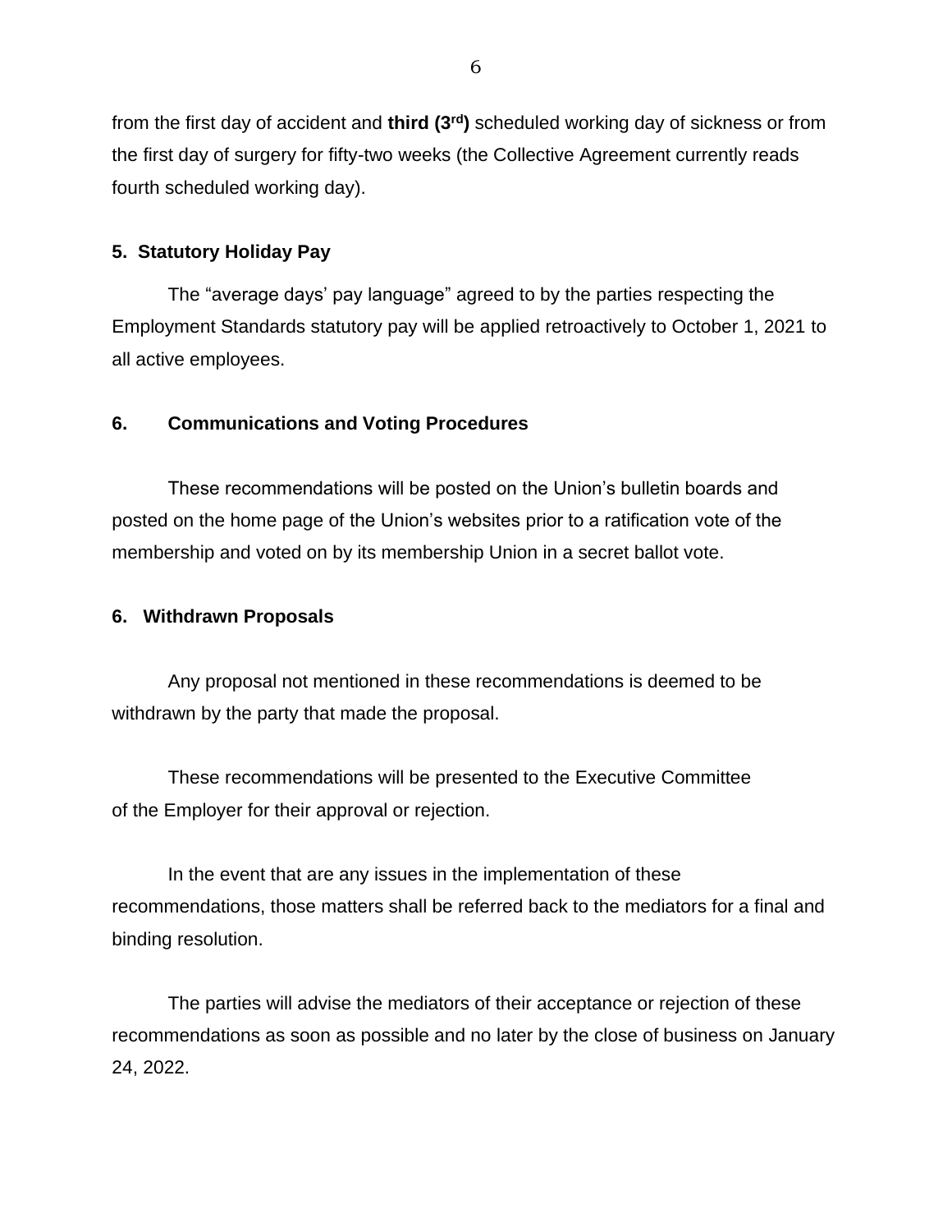from the first day of accident and **third (3rd)** scheduled working day of sickness or from the first day of surgery for fifty-two weeks (the Collective Agreement currently reads fourth scheduled working day).

**5. Statutory Holiday Pay**

The "average days' pay language" agreed to by the parties respecting the Employment Standards statutory pay will be applied retroactively to October 1, 2021 to all active employees.

**6. Communications and Voting Procedures**

These recommendations will be posted on the Union's bulletin boards and posted on the home page of the Union's websites prior to a ratification vote of the membership and voted on by its membership Union in a secret ballot vote.

**6. Withdrawn Proposals**

Any proposal not mentioned in these recommendations is deemed to be withdrawn by the party that made the proposal.

These recommendations will be presented to the Executive Committee of the Employer for their approval or rejection.

In the event that are any issues in the implementation of these recommendations, those matters shall be referred back to the mediators for a final and binding resolution.

The parties will advise the mediators of their acceptance or rejection of these recommendations as soon as possible and no later by the close of business on January 24, 2022.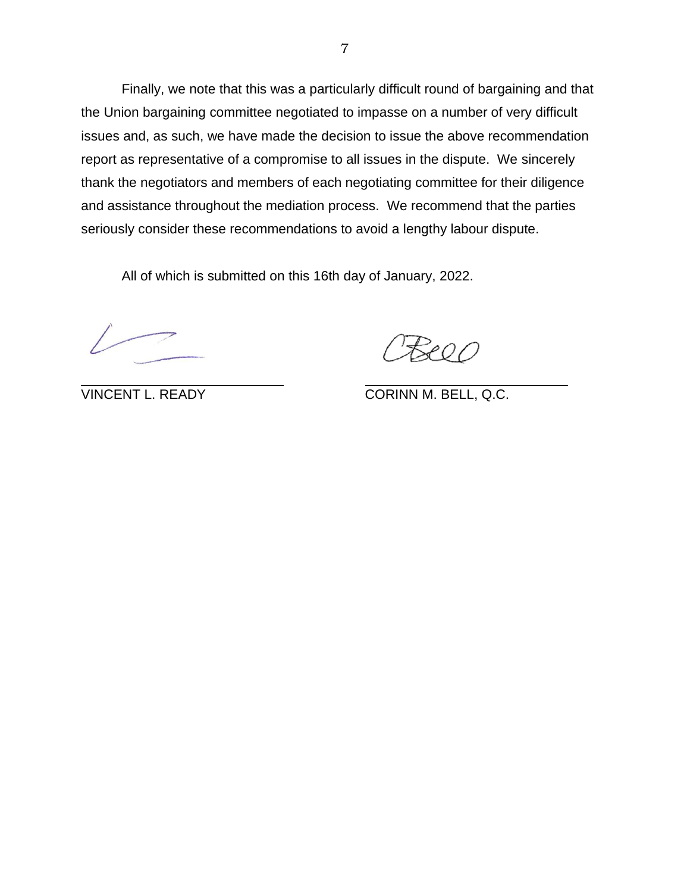Finally, we note that this was a particularly difficult round of bargaining and that the Union bargaining committee negotiated to impasse on a number of very difficult issues and, as such, we have made the decision to issue the above recommendation report as representative of a compromise to all issues in the dispute. We sincerely thank the negotiators and members of each negotiating committee for their diligence and assistance throughout the mediation process. We recommend that the parties seriously consider these recommendations to avoid a lengthy labour dispute.

All of which is submitted on this 16th day of January, 2022.

VINCENT L. READY

CORINN M. BELL, Q.C.